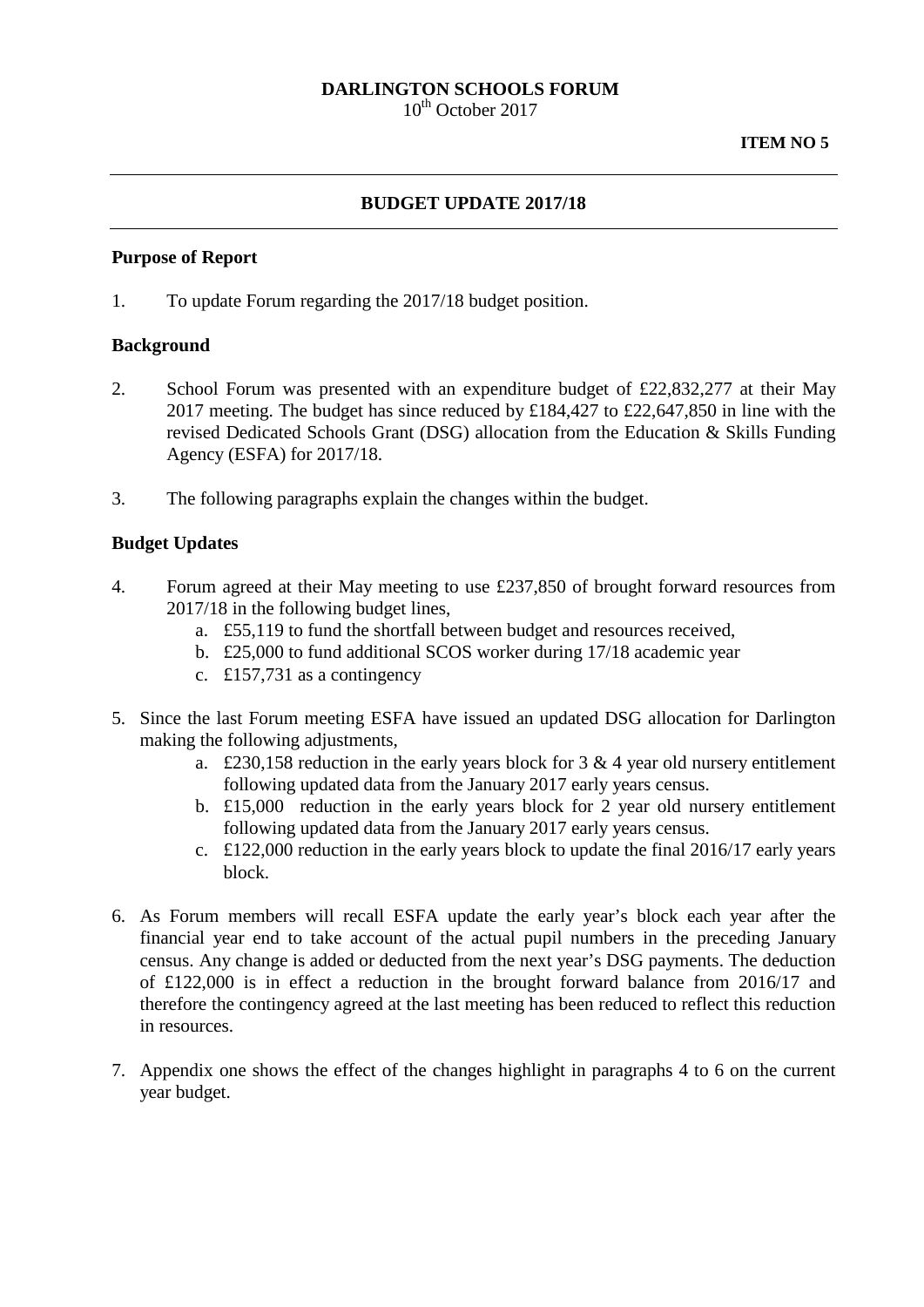**DARLINGTON SCHOOLS FORUM**
10th October 2017

**ITEM NO 5**

---

## BUDGET UPDATE 2017/18

---

### Purpose of Report

1. To update Forum regarding the 2017/18 budget position.

### Background

2. School Forum was presented with an expenditure budget of £22,832,277 at their May 2017 meeting. The budget has since reduced by £184,427 to £22,647,850 in line with the revised Dedicated Schools Grant (DSG) allocation from the Education & Skills Funding Agency (ESFA) for 2017/18.

3. The following paragraphs explain the changes within the budget.

### Budget Updates

4. Forum agreed at their May meeting to use £237,850 of brought forward resources from 2017/18 in the following budget lines,
   a. £55,119 to fund the shortfall between budget and resources received,
   b. £25,000 to fund additional SCOS worker during 17/18 academic year
   c. £157,731 as a contingency

5. Since the last Forum meeting ESFA have issued an updated DSG allocation for Darlington making the following adjustments,
   a. £230,158 reduction in the early years block for 3 & 4 year old nursery entitlement following updated data from the January 2017 early years census.
   b. £15,000 reduction in the early years block for 2 year old nursery entitlement following updated data from the January 2017 early years census.
   c. £122,000 reduction in the early years block to update the final 2016/17 early years block.

6. As Forum members will recall ESFA update the early year's block each year after the financial year end to take account of the actual pupil numbers in the preceding January census. Any change is added or deducted from the next year's DSG payments. The deduction of £122,000 is in effect a reduction in the brought forward balance from 2016/17 and therefore the contingency agreed at the last meeting has been reduced to reflect this reduction in resources.

7. Appendix one shows the effect of the changes highlight in paragraphs 4 to 6 on the current year budget.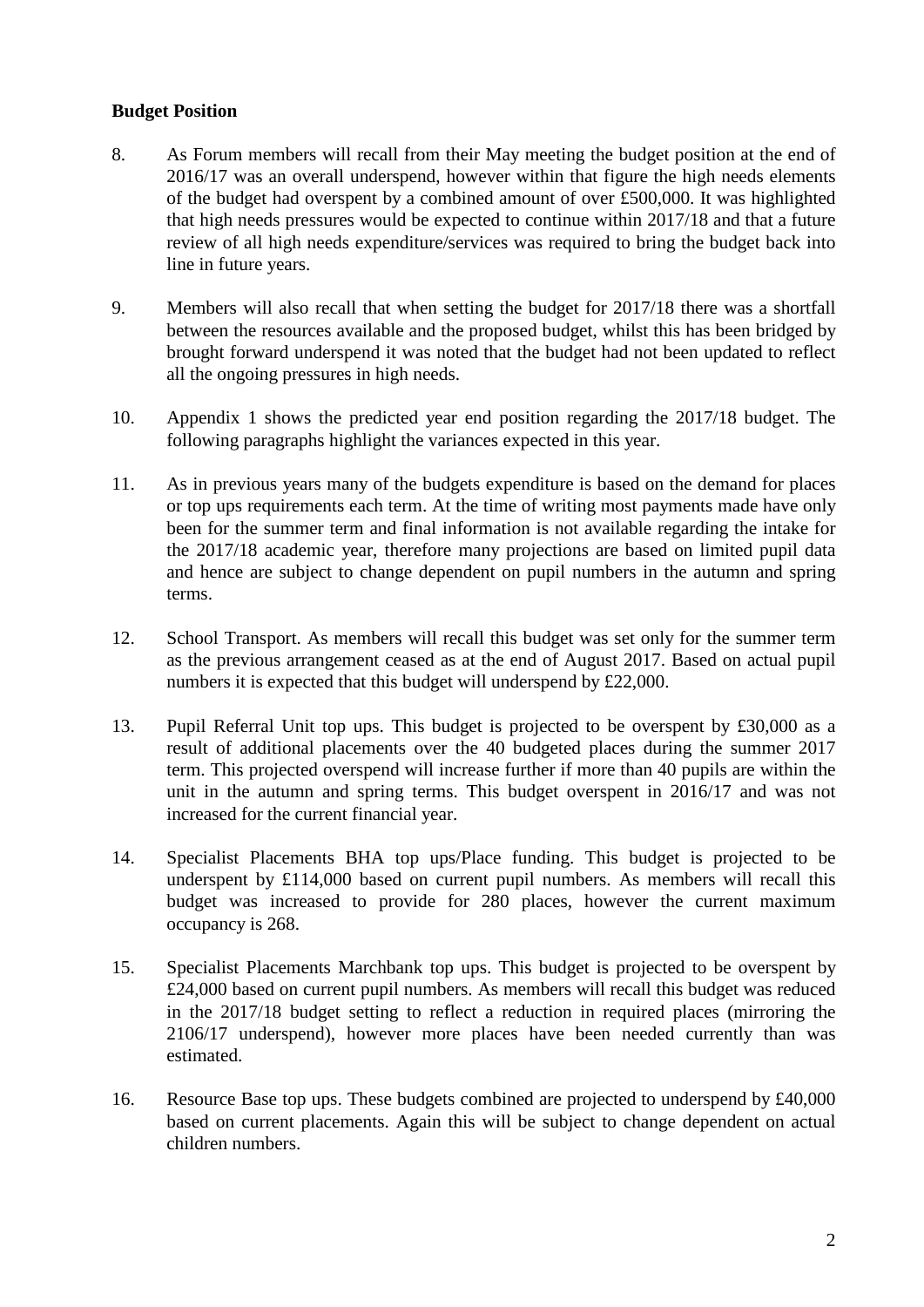**Budget Position**

8. As Forum members will recall from their May meeting the budget position at the end of 2016/17 was an overall underspend, however within that figure the high needs elements of the budget had overspent by a combined amount of over £500,000. It was highlighted that high needs pressures would be expected to continue within 2017/18 and that a future review of all high needs expenditure/services was required to bring the budget back into line in future years.

9. Members will also recall that when setting the budget for 2017/18 there was a shortfall between the resources available and the proposed budget, whilst this has been bridged by brought forward underspend it was noted that the budget had not been updated to reflect all the ongoing pressures in high needs.

10. Appendix 1 shows the predicted year end position regarding the 2017/18 budget. The following paragraphs highlight the variances expected in this year.

11. As in previous years many of the budgets expenditure is based on the demand for places or top ups requirements each term. At the time of writing most payments made have only been for the summer term and final information is not available regarding the intake for the 2017/18 academic year, therefore many projections are based on limited pupil data and hence are subject to change dependent on pupil numbers in the autumn and spring terms.

12. School Transport. As members will recall this budget was set only for the summer term as the previous arrangement ceased as at the end of August 2017. Based on actual pupil numbers it is expected that this budget will underspend by £22,000.

13. Pupil Referral Unit top ups. This budget is projected to be overspent by £30,000 as a result of additional placements over the 40 budgeted places during the summer 2017 term. This projected overspend will increase further if more than 40 pupils are within the unit in the autumn and spring terms. This budget overspent in 2016/17 and was not increased for the current financial year.

14. Specialist Placements BHA top ups/Place funding. This budget is projected to be underspent by £114,000 based on current pupil numbers. As members will recall this budget was increased to provide for 280 places, however the current maximum occupancy is 268.

15. Specialist Placements Marchbank top ups. This budget is projected to be overspent by £24,000 based on current pupil numbers. As members will recall this budget was reduced in the 2017/18 budget setting to reflect a reduction in required places (mirroring the 2106/17 underspend), however more places have been needed currently than was estimated.

16. Resource Base top ups. These budgets combined are projected to underspend by £40,000 based on current placements. Again this will be subject to change dependent on actual children numbers.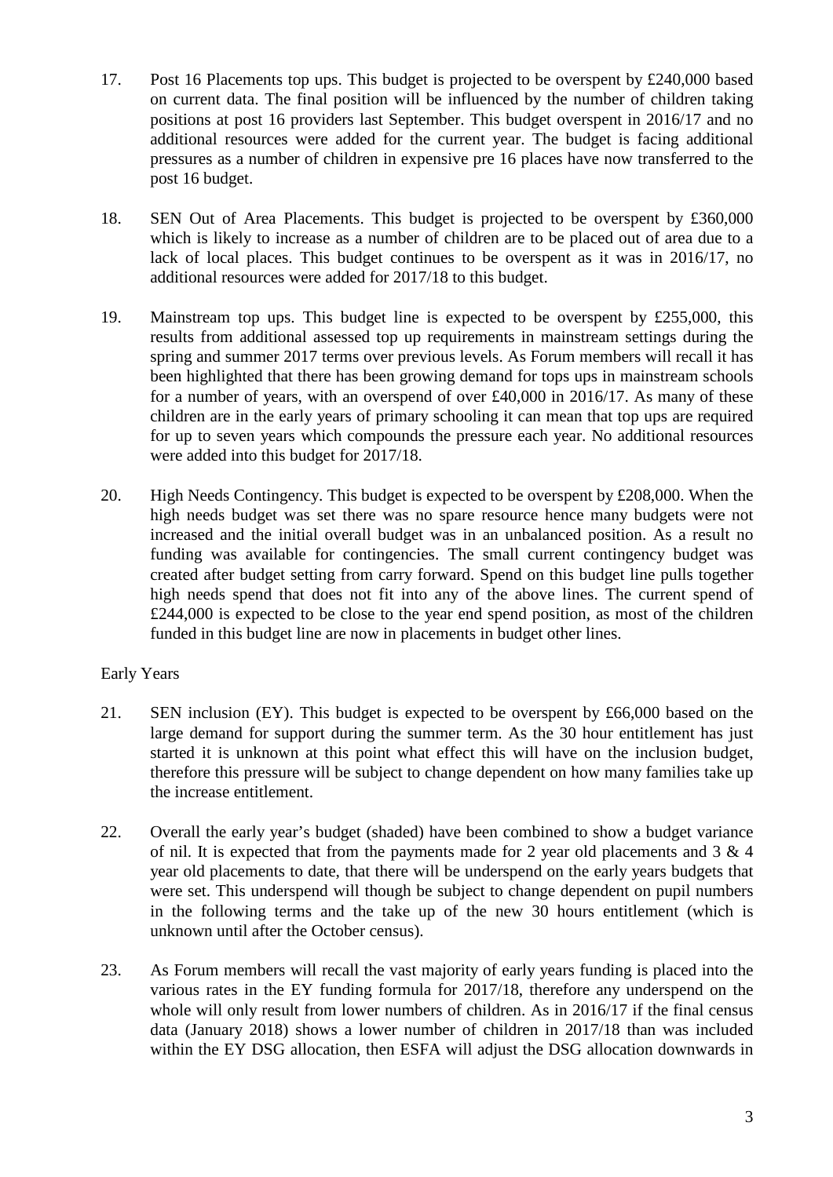17. Post 16 Placements top ups. This budget is projected to be overspent by £240,000 based on current data. The final position will be influenced by the number of children taking positions at post 16 providers last September. This budget overspent in 2016/17 and no additional resources were added for the current year. The budget is facing additional pressures as a number of children in expensive pre 16 places have now transferred to the post 16 budget.

18. SEN Out of Area Placements. This budget is projected to be overspent by £360,000 which is likely to increase as a number of children are to be placed out of area due to a lack of local places. This budget continues to be overspent as it was in 2016/17, no additional resources were added for 2017/18 to this budget.

19. Mainstream top ups. This budget line is expected to be overspent by £255,000, this results from additional assessed top up requirements in mainstream settings during the spring and summer 2017 terms over previous levels. As Forum members will recall it has been highlighted that there has been growing demand for tops ups in mainstream schools for a number of years, with an overspend of over £40,000 in 2016/17. As many of these children are in the early years of primary schooling it can mean that top ups are required for up to seven years which compounds the pressure each year. No additional resources were added into this budget for 2017/18.

20. High Needs Contingency. This budget is expected to be overspent by £208,000. When the high needs budget was set there was no spare resource hence many budgets were not increased and the initial overall budget was in an unbalanced position. As a result no funding was available for contingencies. The small current contingency budget was created after budget setting from carry forward. Spend on this budget line pulls together high needs spend that does not fit into any of the above lines. The current spend of £244,000 is expected to be close to the year end spend position, as most of the children funded in this budget line are now in placements in budget other lines.

Early Years

21. SEN inclusion (EY). This budget is expected to be overspent by £66,000 based on the large demand for support during the summer term. As the 30 hour entitlement has just started it is unknown at this point what effect this will have on the inclusion budget, therefore this pressure will be subject to change dependent on how many families take up the increase entitlement.

22. Overall the early year's budget (shaded) have been combined to show a budget variance of nil. It is expected that from the payments made for 2 year old placements and 3 & 4 year old placements to date, that there will be underspend on the early years budgets that were set. This underspend will though be subject to change dependent on pupil numbers in the following terms and the take up of the new 30 hours entitlement (which is unknown until after the October census).

23. As Forum members will recall the vast majority of early years funding is placed into the various rates in the EY funding formula for 2017/18, therefore any underspend on the whole will only result from lower numbers of children. As in 2016/17 if the final census data (January 2018) shows a lower number of children in 2017/18 than was included within the EY DSG allocation, then ESFA will adjust the DSG allocation downwards in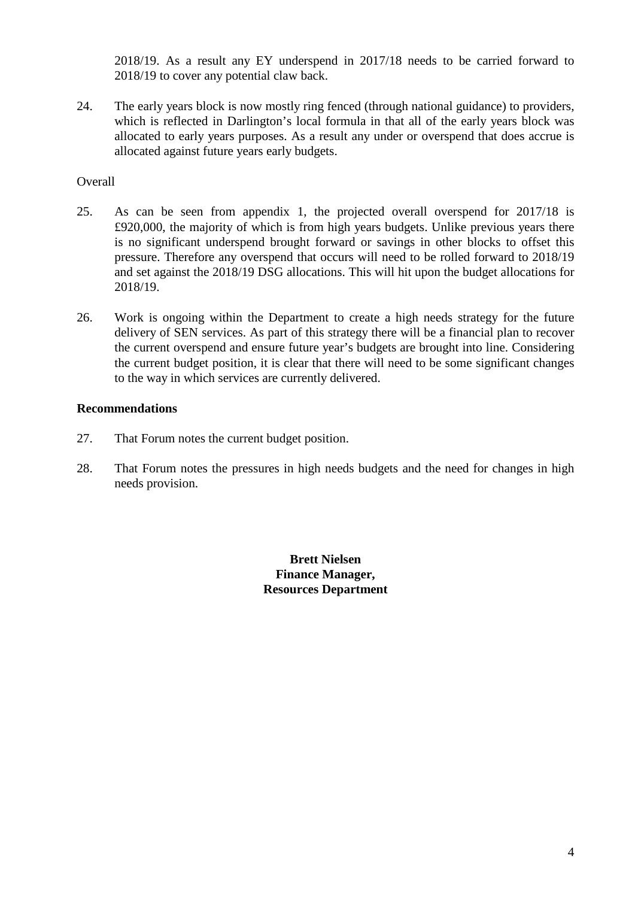2018/19. As a result any EY underspend in 2017/18 needs to be carried forward to 2018/19 to cover any potential claw back.

24. The early years block is now mostly ring fenced (through national guidance) to providers, which is reflected in Darlington's local formula in that all of the early years block was allocated to early years purposes. As a result any under or overspend that does accrue is allocated against future years early budgets.

Overall

25. As can be seen from appendix 1, the projected overall overspend for 2017/18 is £920,000, the majority of which is from high years budgets. Unlike previous years there is no significant underspend brought forward or savings in other blocks to offset this pressure. Therefore any overspend that occurs will need to be rolled forward to 2018/19 and set against the 2018/19 DSG allocations. This will hit upon the budget allocations for 2018/19.

26. Work is ongoing within the Department to create a high needs strategy for the future delivery of SEN services. As part of this strategy there will be a financial plan to recover the current overspend and ensure future year's budgets are brought into line. Considering the current budget position, it is clear that there will need to be some significant changes to the way in which services are currently delivered.

**Recommendations**

27. That Forum notes the current budget position.

28. That Forum notes the pressures in high needs budgets and the need for changes in high needs provision.

**Brett Nielsen**
**Finance Manager,**
**Resources Department**